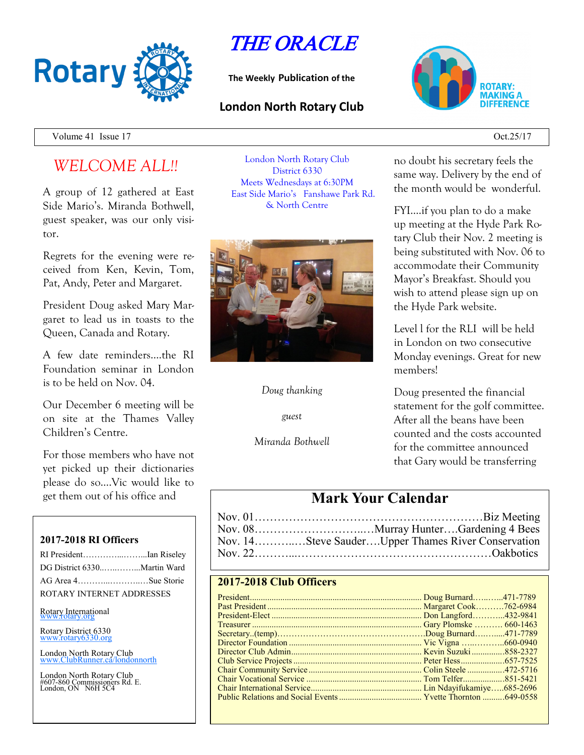# THE ORACLE

**The Weekly Publication of the**

## London North Rotary Club

Volume 41 Issue 17 — Oct.25/17

## *WELCOME ALL!!*

A group of 12 gathered at East Side Mario's. Miranda Bothwell, guest speaker, was our only visitor.

Regrets for the evening were received from Ken, Kevin, Tom, Pat, Andy, Peter and Margaret.

President Doug asked Mary Margaret to lead us in toasts to the Queen, Canada and Rotary.

A few date reminders....the RI Foundation seminar in London is to be held on Nov. 04.

Our December 6 meeting will be on site at the Thames Valley Children's Centre.

For those members who have not yet picked up their dictionaries please do so....Vic would like to get them out of his office and no doubt his secretary feels the same way. Delivery by the end of the month would be wonderful.

FYI....if you plan to do a make up meeting at the Hyde Park Rotary Club their Nov. 2 meeting is being substituted with Nov. 06 to accommodate their Community Mayor's Breakfast. Should you wish to attend please sign up on the Hyde Park website.

Level l for the RLI will be held in London on two consecutive Monday evenings. Great for new members!

Doug presented the financial statement for the golf committee. After all the beans have been counted and the costs accounted for the committee announced that Gary would be transferring

London North Rotary Club
District 6330
Meets Wednesdays at 6:30PM
East Side Mario's Fanshawe Park Rd. & North Centre

*Doug thanking guest Miranda Bothwell*

## Mark Your Calendar

Nov. 01……………………………………………………Biz Meeting
Nov. 08……………………..…Murray Hunter….Gardening 4 Bees
Nov. 14………..…Steve Sauder….Upper Thames River Conservation
Nov. 22………...…………………………………………Oakbotics

### 2017-2018 RI Officers

RI President…………..……...Ian Riseley
DG District 6330..…..……...Martin Ward
AG Area 4………...……..….Sue Storie

ROTARY INTERNET ADDRESSES

Rotary International
www.rotary.org

Rotary District 6330
www.rotary6330.org

London North Rotary Club
www.ClubRunner.ca/londonnorth

London North Rotary Club
#607-860 Commissioners Rd. E.
London, ON N6H 5C4

### 2017-2018 Club Officers

| Position | Name | Phone |
|---|---|---|
| President | Doug Burnard | 471-7789 |
| Past President | Margaret Cook | 762-6984 |
| President-Elect | Don Langford | 432-9841 |
| Treasurer | Gary Plomske | 660-1463 |
| Secretary..(temp) | Doug Burnard | 471-7789 |
| Director Foundation | Vic Vigna | 660-0940 |
| Director Club Admin | Kevin Suzuki | 858-2327 |
| Club Service Projects | Peter Hess | 657-7525 |
| Chair Community Service | Colin Steele | 472-5716 |
| Chair Vocational Service | Tom Telfer | 851-5421 |
| Chair International Service | Lin Ndayifukamiye | 685-2696 |
| Public Relations and Social Events | Yvette Thornton | 649-0558 |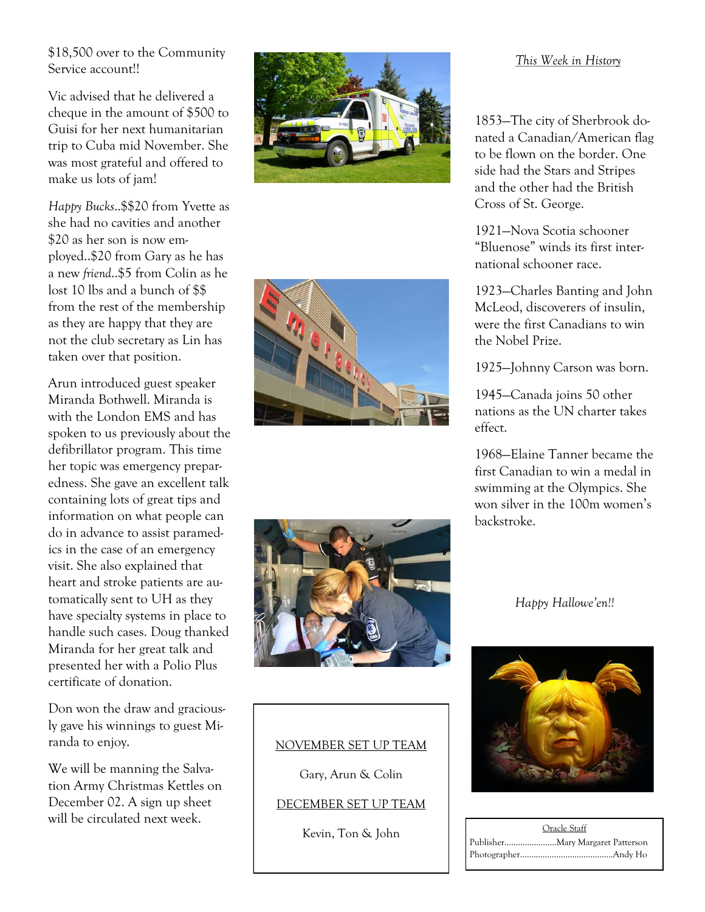$18,500 over to the Community Service account!!

Vic advised that he delivered a cheque in the amount of $500 to Guisi for her next humanitarian trip to Cuba mid November. She was most grateful and offered to make us lots of jam!

*Happy Bucks*..$$20 from Yvette as she had no cavities and another $20 as her son is now employed..$20 from Gary as he has a new *friend*..$5 from Colin as he lost 10 lbs and a bunch of $$ from the rest of the membership as they are happy that they are not the club secretary as Lin has taken over that position.

Arun introduced guest speaker Miranda Bothwell. Miranda is with the London EMS and has spoken to us previously about the defibrillator program. This time her topic was emergency preparedness. She gave an excellent talk containing lots of great tips and information on what people can do in advance to assist paramedics in the case of an emergency visit. She also explained that heart and stroke patients are automatically sent to UH as they have specialty systems in place to handle such cases. Doug thanked Miranda for her great talk and presented her with a Polio Plus certificate of donation.

Don won the draw and graciously gave his winnings to guest Miranda to enjoy.

We will be manning the Salvation Army Christmas Kettles on December 02. A sign up sheet will be circulated next week.

NOVEMBER SET UP TEAM

Gary, Arun & Colin

DECEMBER SET UP TEAM

Kevin, Ton & John

*This Week in History*

1853—The city of Sherbrook donated a Canadian/American flag to be flown on the border. One side had the Stars and Stripes and the other had the British Cross of St. George.

1921—Nova Scotia schooner "Bluenose" winds its first international schooner race.

1923—Charles Banting and John McLeod, discoverers of insulin, were the first Canadians to win the Nobel Prize.

1925—Johnny Carson was born.

1945—Canada joins 50 other nations as the UN charter takes effect.

1968—Elaine Tanner became the first Canadian to win a medal in swimming at the Olympics. She won silver in the 100m women's backstroke.

*Happy Hallowe'en!!*

Oracle Staff

Publisher.......................Mary Margaret Patterson
Photographer.........................................Andy Ho